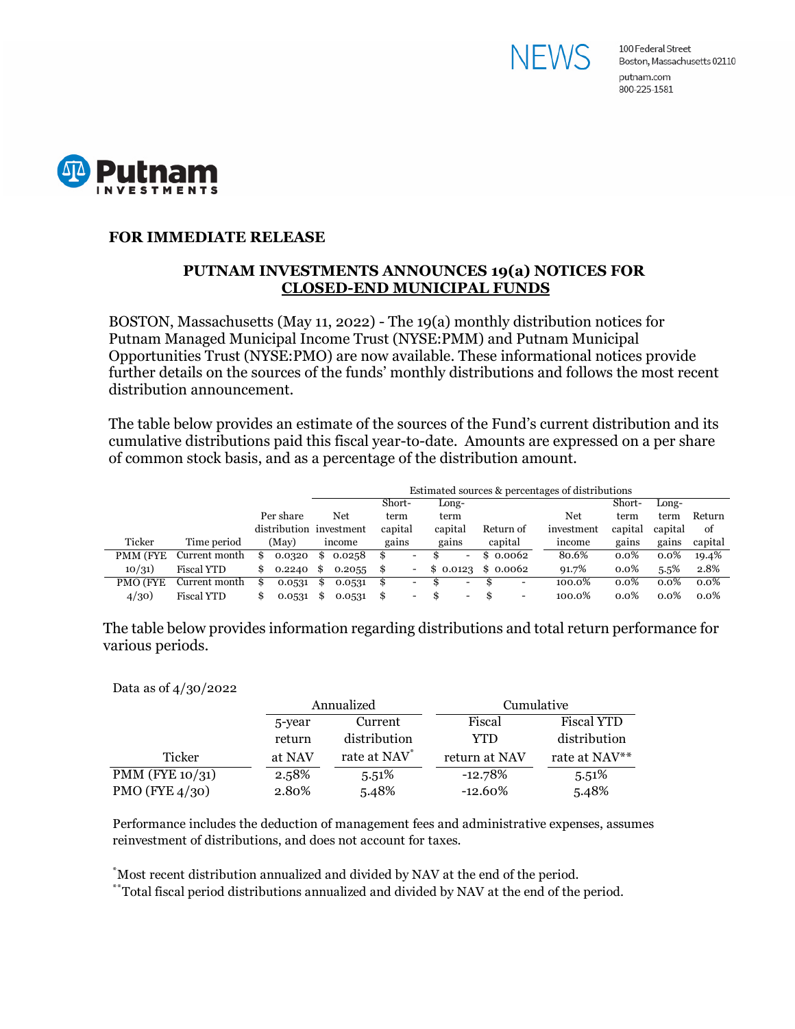NEWS

100 Federal Street
Boston, Massachusetts 02110
putnam.com
800-225-1581

Putnam INVESTMENTS

**FOR IMMEDIATE RELEASE**

**PUTNAM INVESTMENTS ANNOUNCES 19(a) NOTICES FOR CLOSED-END MUNICIPAL FUNDS**

BOSTON, Massachusetts (May 11, 2022) - The 19(a) monthly distribution notices for Putnam Managed Municipal Income Trust (NYSE:PMM) and Putnam Municipal Opportunities Trust (NYSE:PMO) are now available. These informational notices provide further details on the sources of the funds' monthly distributions and follows the most recent distribution announcement.

The table below provides an estimate of the sources of the Fund's current distribution and its cumulative distributions paid this fiscal year-to-date. Amounts are expressed on a per share of common stock basis, and as a percentage of the distribution amount.

| | | | Estimated sources & percentages of distributions | | | | | | | |
|---|---|---|---|---|---|---|---|---|---|---|
| Ticker | Time period | Per share distribution (May) | Net investment income | Short-term capital gains | Long-term capital gains | Return of capital | Net investment income | Short-term capital gains | Long-term capital gains | Return of capital |
| PMM (FYE 10/31) | Current month | $ 0.0320 | $ 0.0258 | $ - | $ - | $ 0.0062 | 80.6% | 0.0% | 0.0% | 19.4% |
| | Fiscal YTD | $ 0.2240 | $ 0.2055 | $ - | $ 0.0123 | $ 0.0062 | 91.7% | 0.0% | 5.5% | 2.8% |
| PMO (FYE 4/30) | Current month | $ 0.0531 | $ 0.0531 | $ - | $ - | $ - | 100.0% | 0.0% | 0.0% | 0.0% |
| | Fiscal YTD | $ 0.0531 | $ 0.0531 | $ - | $ - | $ - | 100.0% | 0.0% | 0.0% | 0.0% |

The table below provides information regarding distributions and total return performance for various periods.

Data as of 4/30/2022

| | Annualized | | Cumulative | |
|---|---|---|---|---|
| Ticker | 5-year return at NAV | Current distribution rate at NAV* | Fiscal YTD return at NAV | Fiscal YTD distribution rate at NAV** |
| PMM (FYE 10/31) | 2.58% | 5.51% | -12.78% | 5.51% |
| PMO (FYE 4/30) | 2.80% | 5.48% | -12.60% | 5.48% |

Performance includes the deduction of management fees and administrative expenses, assumes reinvestment of distributions, and does not account for taxes.

*Most recent distribution annualized and divided by NAV at the end of the period.

**Total fiscal period distributions annualized and divided by NAV at the end of the period.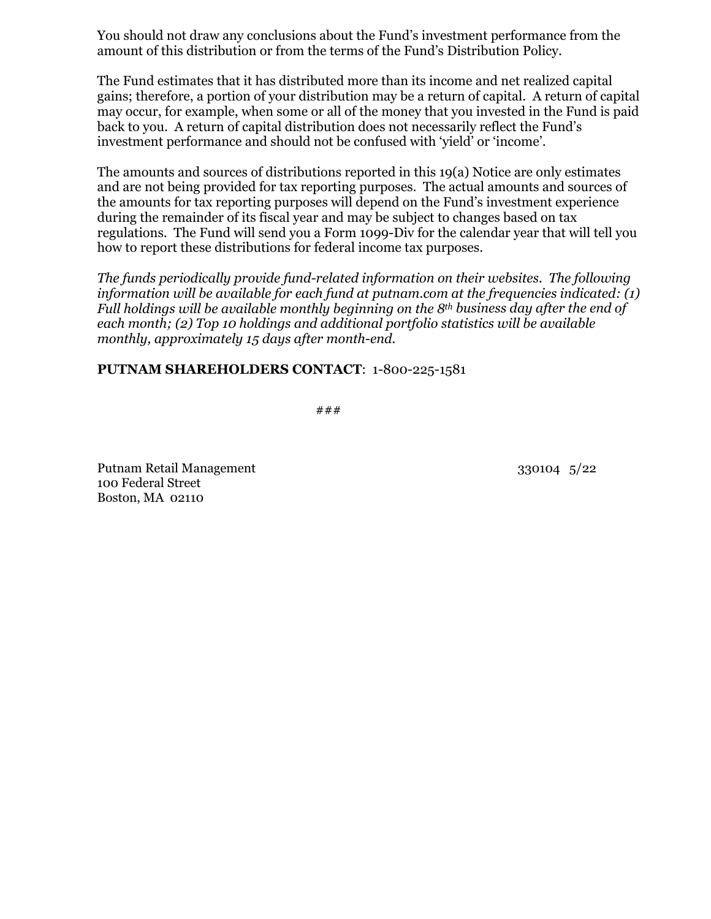You should not draw any conclusions about the Fund's investment performance from the amount of this distribution or from the terms of the Fund's Distribution Policy.

The Fund estimates that it has distributed more than its income and net realized capital gains; therefore, a portion of your distribution may be a return of capital. A return of capital may occur, for example, when some or all of the money that you invested in the Fund is paid back to you. A return of capital distribution does not necessarily reflect the Fund's investment performance and should not be confused with 'yield' or 'income'.

The amounts and sources of distributions reported in this 19(a) Notice are only estimates and are not being provided for tax reporting purposes. The actual amounts and sources of the amounts for tax reporting purposes will depend on the Fund's investment experience during the remainder of its fiscal year and may be subject to changes based on tax regulations. The Fund will send you a Form 1099-Div for the calendar year that will tell you how to report these distributions for federal income tax purposes.

*The funds periodically provide fund-related information on their websites. The following information will be available for each fund at putnam.com at the frequencies indicated: (1) Full holdings will be available monthly beginning on the 8th business day after the end of each month; (2) Top 10 holdings and additional portfolio statistics will be available monthly, approximately 15 days after month-end.*

**PUTNAM SHAREHOLDERS CONTACT**: 1-800-225-1581

###

Putnam Retail Management
100 Federal Street
Boston, MA 02110

330104 5/22